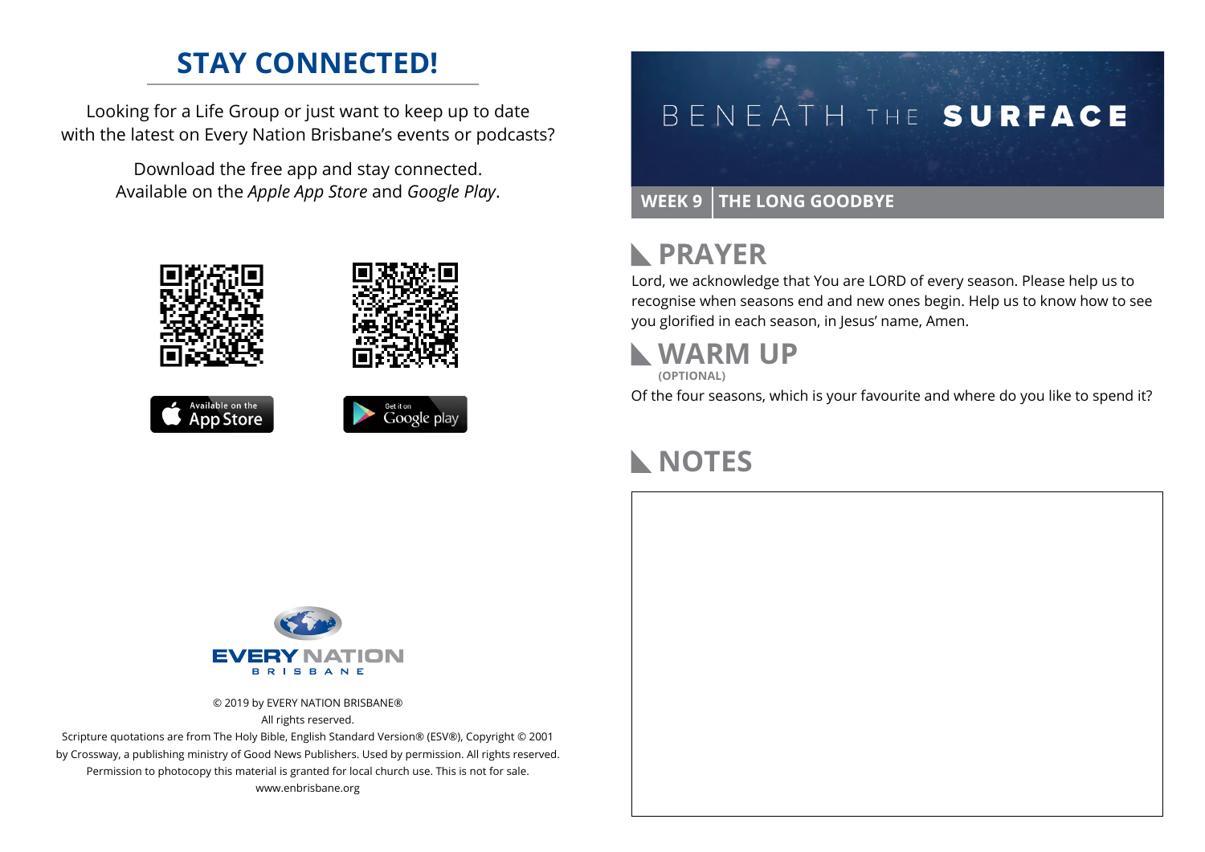## STAY CONNECTED!

Looking for a Life Group or just want to keep up to date with the latest on Every Nation Brisbane's events or podcasts?

Download the free app and stay connected. Available on the *Apple App Store* and *Google Play*.

Available on the App Store

Get it on Google play

EVERY NATION BRISBANE

© 2019 by EVERY NATION BRISBANE®
All rights reserved.
Scripture quotations are from The Holy Bible, English Standard Version® (ESV®), Copyright © 2001 by Crossway, a publishing ministry of Good News Publishers. Used by permission. All rights reserved.
Permission to photocopy this material is granted for local church use. This is not for sale.
www.enbrisbane.org

# BENEATH THE SURFACE

**WEEK 9 | THE LONG GOODBYE**

## PRAYER

Lord, we acknowledge that You are LORD of every season. Please help us to recognise when seasons end and new ones begin. Help us to know how to see you glorified in each season, in Jesus' name, Amen.

## WARM UP

**(OPTIONAL)**

Of the four seasons, which is your favourite and where do you like to spend it?

## NOTES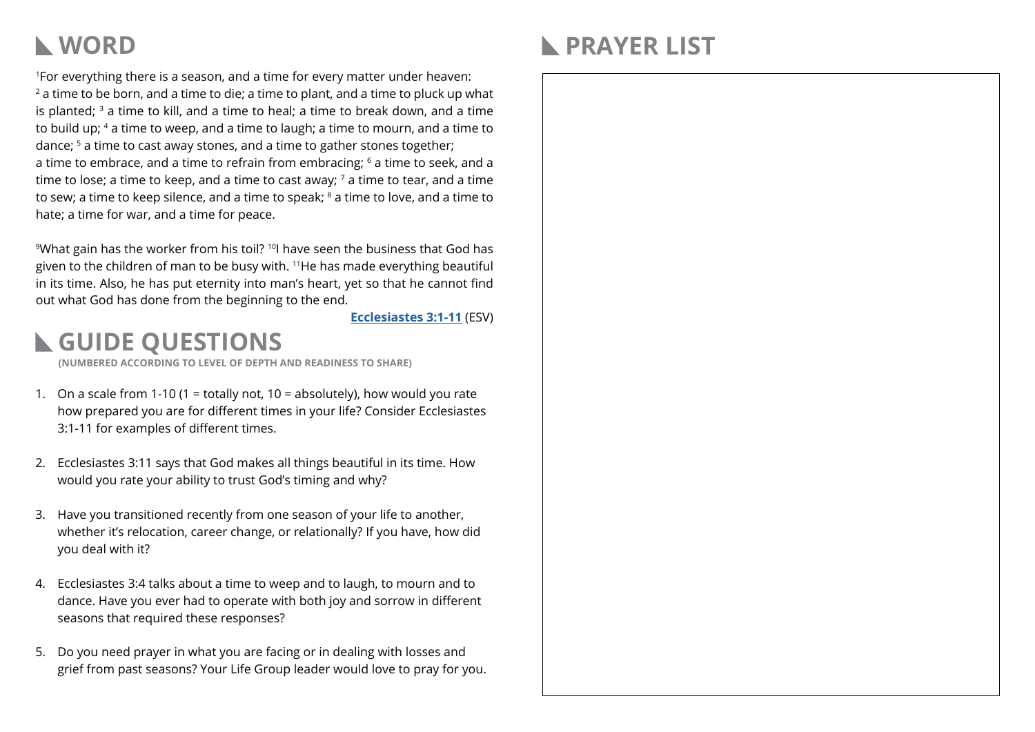## WORD

[1]For everything there is a season, and a time for every matter under heaven: [2] a time to be born, and a time to die; a time to plant, and a time to pluck up what is planted; [3] a time to kill, and a time to heal; a time to break down, and a time to build up; [4] a time to weep, and a time to laugh; a time to mourn, and a time to dance; [5] a time to cast away stones, and a time to gather stones together; a time to embrace, and a time to refrain from embracing; [6] a time to seek, and a time to lose; a time to keep, and a time to cast away; [7] a time to tear, and a time to sew; a time to keep silence, and a time to speak; [8] a time to love, and a time to hate; a time for war, and a time for peace.

[9]What gain has the worker from his toil? [10]I have seen the business that God has given to the children of man to be busy with. [11]He has made everything beautiful in its time. Also, he has put eternity into man's heart, yet so that he cannot find out what God has done from the beginning to the end.

**Ecclesiastes 3:1-11** (ESV)

## GUIDE QUESTIONS

**(NUMBERED ACCORDING TO LEVEL OF DEPTH AND READINESS TO SHARE)**

1. On a scale from 1-10 (1 = totally not, 10 = absolutely), how would you rate how prepared you are for different times in your life? Consider Ecclesiastes 3:1-11 for examples of different times.

2. Ecclesiastes 3:11 says that God makes all things beautiful in its time. How would you rate your ability to trust God's timing and why?

3. Have you transitioned recently from one season of your life to another, whether it's relocation, career change, or relationally? If you have, how did you deal with it?

4. Ecclesiastes 3:4 talks about a time to weep and to laugh, to mourn and to dance. Have you ever had to operate with both joy and sorrow in different seasons that required these responses?

5. Do you need prayer in what you are facing or in dealing with losses and grief from past seasons? Your Life Group leader would love to pray for you.

## PRAYER LIST